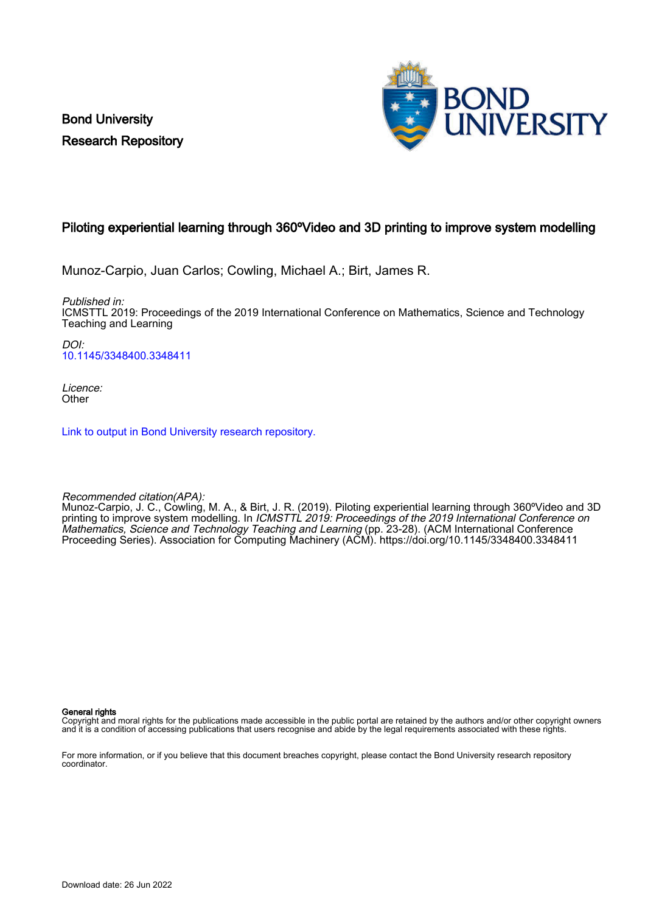Bond University
Research Repository

# Piloting experiential learning through 360ºVideo and 3D printing to improve system modelling

Munoz-Carpio, Juan Carlos; Cowling, Michael A.; Birt, James R.

*Published in:*
ICMSTTL 2019: Proceedings of the 2019 International Conference on Mathematics, Science and Technology Teaching and Learning

*DOI:*
10.1145/3348400.3348411

*Licence:*
Other

Link to output in Bond University research repository.

*Recommended citation(APA):*
Munoz-Carpio, J. C., Cowling, M. A., & Birt, J. R. (2019). Piloting experiential learning through 360ºVideo and 3D printing to improve system modelling. In *ICMSTTL 2019: Proceedings of the 2019 International Conference on Mathematics, Science and Technology Teaching and Learning* (pp. 23-28). (ACM International Conference Proceeding Series). Association for Computing Machinery (ACM). https://doi.org/10.1145/3348400.3348411

**General rights**
Copyright and moral rights for the publications made accessible in the public portal are retained by the authors and/or other copyright owners and it is a condition of accessing publications that users recognise and abide by the legal requirements associated with these rights.

For more information, or if you believe that this document breaches copyright, please contact the Bond University research repository coordinator.

Download date: 26 Jun 2022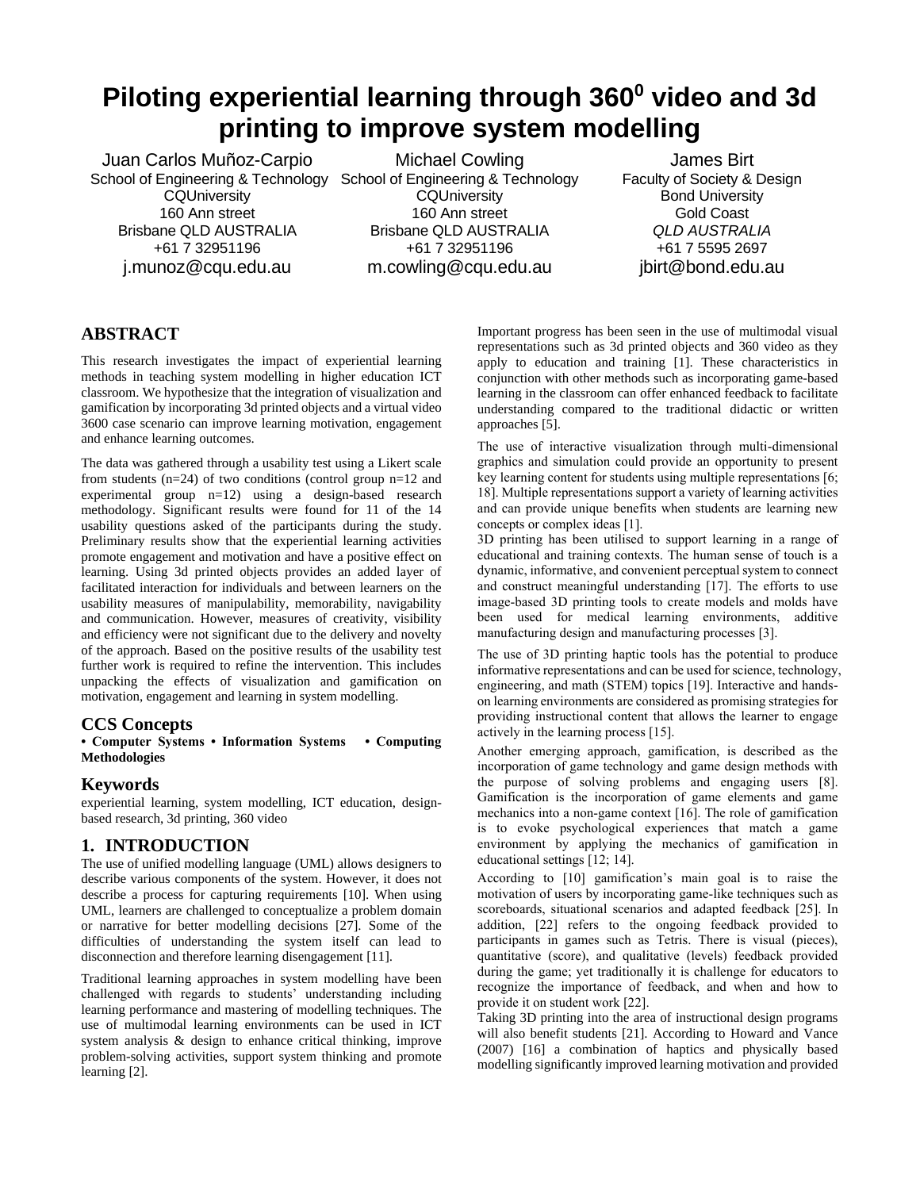# Piloting experiential learning through 360[0] video and 3d printing to improve system modelling

Juan Carlos Muñoz-Carpio
School of Engineering & Technology
CQUniversity
160 Ann street
Brisbane QLD AUSTRALIA
+61 7 32951196
j.munoz@cqu.edu.au

Michael Cowling
School of Engineering & Technology
CQUniversity
160 Ann street
Brisbane QLD AUSTRALIA
+61 7 32951196
m.cowling@cqu.edu.au

James Birt
Faculty of Society & Design
Bond University
Gold Coast
*QLD AUSTRALIA*
+61 7 5595 2697
jbirt@bond.edu.au

## ABSTRACT

This research investigates the impact of experiential learning methods in teaching system modelling in higher education ICT classroom. We hypothesize that the integration of visualization and gamification by incorporating 3d printed objects and a virtual video 3600 case scenario can improve learning motivation, engagement and enhance learning outcomes.

The data was gathered through a usability test using a Likert scale from students (n=24) of two conditions (control group n=12 and experimental group n=12) using a design-based research methodology. Significant results were found for 11 of the 14 usability questions asked of the participants during the study. Preliminary results show that the experiential learning activities promote engagement and motivation and have a positive effect on learning. Using 3d printed objects provides an added layer of facilitated interaction for individuals and between learners on the usability measures of manipulability, memorability, navigability and communication. However, measures of creativity, visibility and efficiency were not significant due to the delivery and novelty of the approach. Based on the positive results of the usability test further work is required to refine the intervention. This includes unpacking the effects of visualization and gamification on motivation, engagement and learning in system modelling.

## CCS Concepts

**• Computer Systems • Information Systems • Computing Methodologies**

## Keywords

experiential learning, system modelling, ICT education, design-based research, 3d printing, 360 video

## 1. INTRODUCTION

The use of unified modelling language (UML) allows designers to describe various components of the system. However, it does not describe a process for capturing requirements [10]. When using UML, learners are challenged to conceptualize a problem domain or narrative for better modelling decisions [27]. Some of the difficulties of understanding the system itself can lead to disconnection and therefore learning disengagement [11].

Traditional learning approaches in system modelling have been challenged with regards to students' understanding including learning performance and mastering of modelling techniques. The use of multimodal learning environments can be used in ICT system analysis & design to enhance critical thinking, improve problem-solving activities, support system thinking and promote learning [2].

Important progress has been seen in the use of multimodal visual representations such as 3d printed objects and 360 video as they apply to education and training [1]. These characteristics in conjunction with other methods such as incorporating game-based learning in the classroom can offer enhanced feedback to facilitate understanding compared to the traditional didactic or written approaches [5].

The use of interactive visualization through multi-dimensional graphics and simulation could provide an opportunity to present key learning content for students using multiple representations [6; 18]. Multiple representations support a variety of learning activities and can provide unique benefits when students are learning new concepts or complex ideas [1].

3D printing has been utilised to support learning in a range of educational and training contexts. The human sense of touch is a dynamic, informative, and convenient perceptual system to connect and construct meaningful understanding [17]. The efforts to use image-based 3D printing tools to create models and molds have been used for medical learning environments, additive manufacturing design and manufacturing processes [3].

The use of 3D printing haptic tools has the potential to produce informative representations and can be used for science, technology, engineering, and math (STEM) topics [19]. Interactive and hands-on learning environments are considered as promising strategies for providing instructional content that allows the learner to engage actively in the learning process [15].

Another emerging approach, gamification, is described as the incorporation of game technology and game design methods with the purpose of solving problems and engaging users [8]. Gamification is the incorporation of game elements and game mechanics into a non-game context [16]. The role of gamification is to evoke psychological experiences that match a game environment by applying the mechanics of gamification in educational settings [12; 14].

According to [10] gamification's main goal is to raise the motivation of users by incorporating game-like techniques such as scoreboards, situational scenarios and adapted feedback [25]. In addition, [22] refers to the ongoing feedback provided to participants in games such as Tetris. There is visual (pieces), quantitative (score), and qualitative (levels) feedback provided during the game; yet traditionally it is challenge for educators to recognize the importance of feedback, and when and how to provide it on student work [22].

Taking 3D printing into the area of instructional design programs will also benefit students [21]. According to Howard and Vance (2007) [16] a combination of haptics and physically based modelling significantly improved learning motivation and provided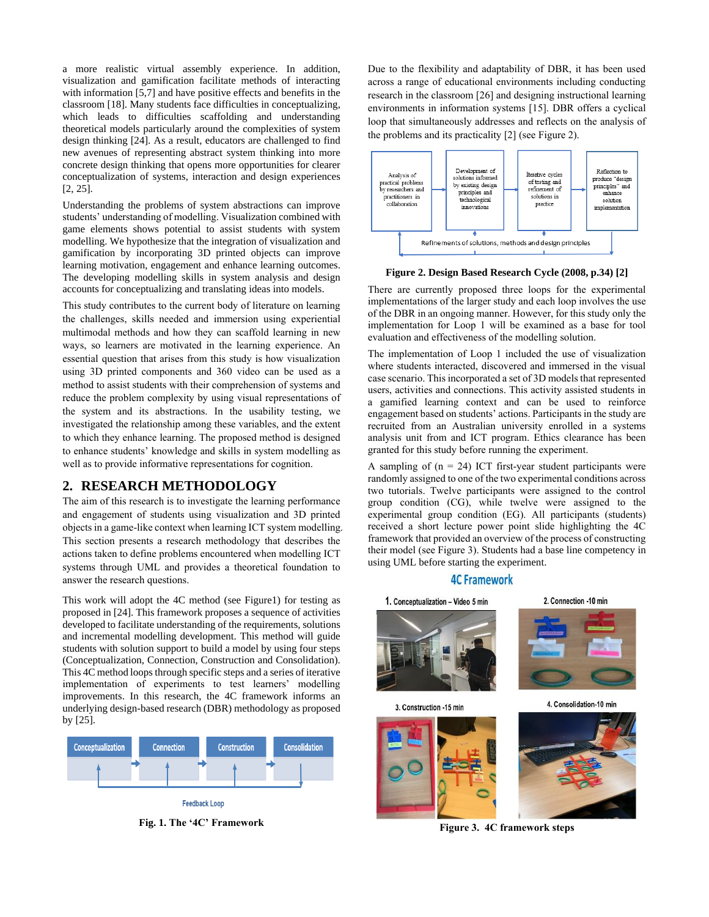a more realistic virtual assembly experience. In addition, visualization and gamification facilitate methods of interacting with information [5,7] and have positive effects and benefits in the classroom [18]. Many students face difficulties in conceptualizing, which leads to difficulties scaffolding and understanding theoretical models particularly around the complexities of system design thinking [24]. As a result, educators are challenged to find new avenues of representing abstract system thinking into more concrete design thinking that opens more opportunities for clearer conceptualization of systems, interaction and design experiences [2, 25].

Understanding the problems of system abstractions can improve students' understanding of modelling. Visualization combined with game elements shows potential to assist students with system modelling. We hypothesize that the integration of visualization and gamification by incorporating 3D printed objects can improve learning motivation, engagement and enhance learning outcomes. The developing modelling skills in system analysis and design accounts for conceptualizing and translating ideas into models.

This study contributes to the current body of literature on learning the challenges, skills needed and immersion using experiential multimodal methods and how they can scaffold learning in new ways, so learners are motivated in the learning experience. An essential question that arises from this study is how visualization using 3D printed components and 360 video can be used as a method to assist students with their comprehension of systems and reduce the problem complexity by using visual representations of the system and its abstractions. In the usability testing, we investigated the relationship among these variables, and the extent to which they enhance learning. The proposed method is designed to enhance students' knowledge and skills in system modelling as well as to provide informative representations for cognition.

## 2. RESEARCH METHODOLOGY

The aim of this research is to investigate the learning performance and engagement of students using visualization and 3D printed objects in a game-like context when learning ICT system modelling. This section presents a research methodology that describes the actions taken to define problems encountered when modelling ICT systems through UML and provides a theoretical foundation to answer the research questions.

This work will adopt the 4C method (see Figure1) for testing as proposed in [24]. This framework proposes a sequence of activities developed to facilitate understanding of the requirements, solutions and incremental modelling development. This method will guide students with solution support to build a model by using four steps (Conceptualization, Connection, Construction and Consolidation). This 4C method loops through specific steps and a series of iterative implementation of experiments to test learners' modelling improvements. In this research, the 4C framework informs an underlying design-based research (DBR) methodology as proposed by [25].

Conceptualization → Connection → Construction → Consolidation

Feedback Loop

**Fig. 1. The '4C' Framework**

Due to the flexibility and adaptability of DBR, it has been used across a range of educational environments including conducting research in the classroom [26] and designing instructional learning environments in information systems [15]. DBR offers a cyclical loop that simultaneously addresses and reflects on the analysis of the problems and its practicality [2] (see Figure 2).

Analysis of practical problems by researchers and practitioners in collaboration → Development of solutions informed by existing design principles and technological innovations → Iterative cycles of testing and refinement of solutions in practice → Reflection to produce "design principles" and enhance solution implementation

Refinements of solutions, methods and design principles

**Figure 2. Design Based Research Cycle (2008, p.34) [2]**

There are currently proposed three loops for the experimental implementations of the larger study and each loop involves the use of the DBR in an ongoing manner. However, for this study only the implementation for Loop 1 will be examined as a base for tool evaluation and effectiveness of the modelling solution.

The implementation of Loop 1 included the use of visualization where students interacted, discovered and immersed in the visual case scenario. This incorporated a set of 3D models that represented users, activities and connections. This activity assisted students in a gamified learning context and can be used to reinforce engagement based on students' actions. Participants in the study are recruited from an Australian university enrolled in a systems analysis unit from and ICT program. Ethics clearance has been granted for this study before running the experiment.

A sampling of (n = 24) ICT first-year student participants were randomly assigned to one of the two experimental conditions across two tutorials. Twelve participants were assigned to the control group condition (CG), while twelve were assigned to the experimental group condition (EG). All participants (students) received a short lecture power point slide highlighting the 4C framework that provided an overview of the process of constructing their model (see Figure 3). Students had a base line competency in using UML before starting the experiment.

4C Framework

1. Conceptualization – Video 5 min

2. Connection -10 min

3. Construction -15 min

4. Consolidation-10 min

**Figure 3. 4C framework steps**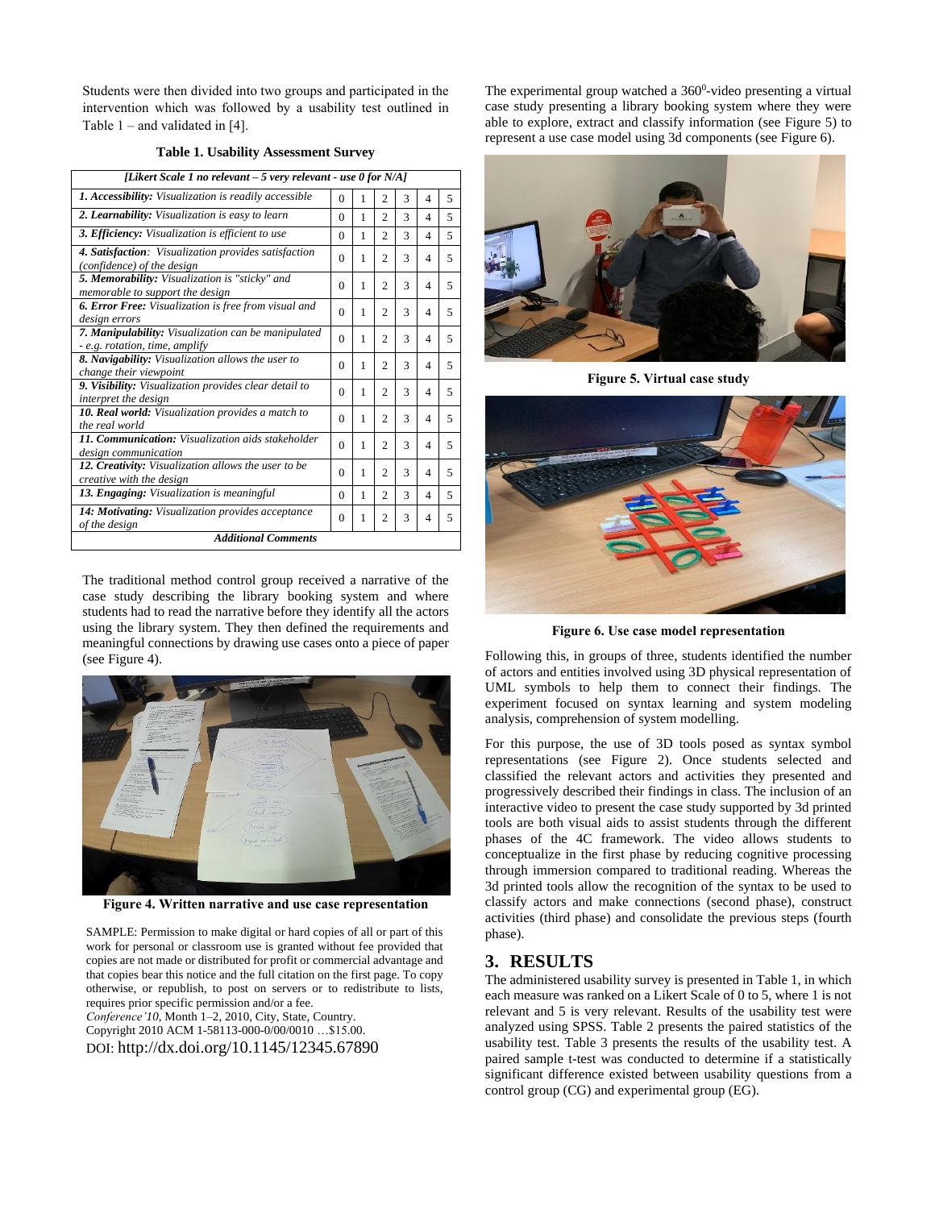Students were then divided into two groups and participated in the intervention which was followed by a usability test outlined in Table 1 – and validated in [4].

**Table 1. Usability Assessment Survey**

| *[Likert Scale 1 no relevant – 5 very relevant - use 0 for N/A]* | | | | | | |
|---|---|---|---|---|---|---|
| ***1. Accessibility:*** *Visualization is readily accessible* | 0 | 1 | 2 | 3 | 4 | 5 |
| ***2. Learnability:*** *Visualization is easy to learn* | 0 | 1 | 2 | 3 | 4 | 5 |
| ***3. Efficiency:*** *Visualization is efficient to use* | 0 | 1 | 2 | 3 | 4 | 5 |
| ***4. Satisfaction****: Visualization provides satisfaction (confidence) of the design* | 0 | 1 | 2 | 3 | 4 | 5 |
| ***5. Memorability:*** *Visualization is "sticky" and memorable to support the design* | 0 | 1 | 2 | 3 | 4 | 5 |
| ***6. Error Free:*** *Visualization is free from visual and design errors* | 0 | 1 | 2 | 3 | 4 | 5 |
| ***7. Manipulability:*** *Visualization can be manipulated - e.g. rotation, time, amplify* | 0 | 1 | 2 | 3 | 4 | 5 |
| ***8. Navigability:*** *Visualization allows the user to change their viewpoint* | 0 | 1 | 2 | 3 | 4 | 5 |
| ***9. Visibility:*** *Visualization provides clear detail to interpret the design* | 0 | 1 | 2 | 3 | 4 | 5 |
| ***10. Real world:*** *Visualization provides a match to the real world* | 0 | 1 | 2 | 3 | 4 | 5 |
| ***11. Communication:*** *Visualization aids stakeholder design communication* | 0 | 1 | 2 | 3 | 4 | 5 |
| ***12. Creativity:*** *Visualization allows the user to be creative with the design* | 0 | 1 | 2 | 3 | 4 | 5 |
| ***13. Engaging:*** *Visualization is meaningful* | 0 | 1 | 2 | 3 | 4 | 5 |
| ***14: Motivating:*** *Visualization provides acceptance of the design* | 0 | 1 | 2 | 3 | 4 | 5 |
| ***Additional Comments*** | | | | | | |

The traditional method control group received a narrative of the case study describing the library booking system and where students had to read the narrative before they identify all the actors using the library system. They then defined the requirements and meaningful connections by drawing use cases onto a piece of paper (see Figure 4).

**Figure 4. Written narrative and use case representation**

The experimental group watched a 360$^0$-video presenting a virtual case study presenting a library booking system where they were able to explore, extract and classify information (see Figure 5) to represent a use case model using 3d components (see Figure 6).

**Figure 5. Virtual case study**

**Figure 6. Use case model representation**

Following this, in groups of three, students identified the number of actors and entities involved using 3D physical representation of UML symbols to help them to connect their findings. The experiment focused on syntax learning and system modeling analysis, comprehension of system modelling.

For this purpose, the use of 3D tools posed as syntax symbol representations (see Figure 2). Once students selected and classified the relevant actors and activities they presented and progressively described their findings in class. The inclusion of an interactive video to present the case study supported by 3d printed tools are both visual aids to assist students through the different phases of the 4C framework. The video allows students to conceptualize in the first phase by reducing cognitive processing through immersion compared to traditional reading. Whereas the 3d printed tools allow the recognition of the syntax to be used to classify actors and make connections (second phase), construct activities (third phase) and consolidate the previous steps (fourth phase).

## 3. RESULTS

The administered usability survey is presented in Table 1, in which each measure was ranked on a Likert Scale of 0 to 5, where 1 is not relevant and 5 is very relevant. Results of the usability test were analyzed using SPSS. Table 2 presents the paired statistics of the usability test. Table 3 presents the results of the usability test. A paired sample t-test was conducted to determine if a statistically significant difference existed between usability questions from a control group (CG) and experimental group (EG).

SAMPLE: Permission to make digital or hard copies of all or part of this work for personal or classroom use is granted without fee provided that copies are not made or distributed for profit or commercial advantage and that copies bear this notice and the full citation on the first page. To copy otherwise, or republish, to post on servers or to redistribute to lists, requires prior specific permission and/or a fee.
*Conference'10*, Month 1–2, 2010, City, State, Country.
Copyright 2010 ACM 1-58113-000-0/00/0010 …$15.00.
DOI: http://dx.doi.org/10.1145/12345.67890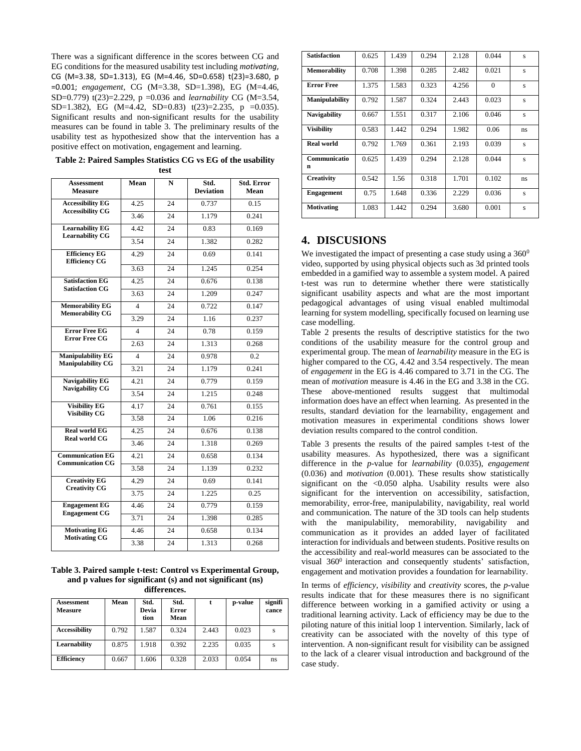There was a significant difference in the scores between CG and EG conditions for the measured usability test including *motivating*, CG (M=3.38, SD=1.313), EG (M=4.46, SD=0.658) t(23)=3.680, p =0.001; *engagement*, CG (M=3.38, SD=1.398), EG (M=4.46, SD=0.779) t(23)=2.229, p =0.036 and *learnability* CG (M=3.54, SD=1.382), EG (M=4.42, SD=0.83) t(23)=2.235, p =0.035). Significant results and non-significant results for the usability measures can be found in table 3. The preliminary results of the usability test as hypothesized show that the intervention has a positive effect on motivation, engagement and learning.

**Table 2: Paired Samples Statistics CG vs EG of the usability test**

| Assessment Measure | Mean | N | Std. Deviation | Std. Error Mean |
|---|---|---|---|---|
| Accessibility EG | 4.25 | 24 | 0.737 | 0.15 |
| Accessibility CG | 3.46 | 24 | 1.179 | 0.241 |
| Learnability EG | 4.42 | 24 | 0.83 | 0.169 |
| Learnability CG | 3.54 | 24 | 1.382 | 0.282 |
| Efficiency EG | 4.29 | 24 | 0.69 | 0.141 |
| Efficiency CG | 3.63 | 24 | 1.245 | 0.254 |
| Satisfaction EG | 4.25 | 24 | 0.676 | 0.138 |
| Satisfaction CG | 3.63 | 24 | 1.209 | 0.247 |
| Memorability EG | 4 | 24 | 0.722 | 0.147 |
| Memorability CG | 3.29 | 24 | 1.16 | 0.237 |
| Error Free EG | 4 | 24 | 0.78 | 0.159 |
| Error Free CG | 2.63 | 24 | 1.313 | 0.268 |
| Manipulability EG | 4 | 24 | 0.978 | 0.2 |
| Manipulability CG | 3.21 | 24 | 1.179 | 0.241 |
| Navigability EG | 4.21 | 24 | 0.779 | 0.159 |
| Navigability CG | 3.54 | 24 | 1.215 | 0.248 |
| Visibility EG | 4.17 | 24 | 0.761 | 0.155 |
| Visibility CG | 3.58 | 24 | 1.06 | 0.216 |
| Real world EG | 4.25 | 24 | 0.676 | 0.138 |
| Real world CG | 3.46 | 24 | 1.318 | 0.269 |
| Communication EG | 4.21 | 24 | 0.658 | 0.134 |
| Communication CG | 3.58 | 24 | 1.139 | 0.232 |
| Creativity EG | 4.29 | 24 | 0.69 | 0.141 |
| Creativity CG | 3.75 | 24 | 1.225 | 0.25 |
| Engagement EG | 4.46 | 24 | 0.779 | 0.159 |
| Engagement CG | 3.71 | 24 | 1.398 | 0.285 |
| Motivating EG | 4.46 | 24 | 0.658 | 0.134 |
| Motivating CG | 3.38 | 24 | 1.313 | 0.268 |

**Table 3. Paired sample t-test: Control vs Experimental Group, and p values for significant (s) and not significant (ns) differences.**

| Assessment Measure | Mean | Std. Deviation | Std. Error Mean | t | p-value | significance |
|---|---|---|---|---|---|---|
| Accessibility | 0.792 | 1.587 | 0.324 | 2.443 | 0.023 | s |
| Learnability | 0.875 | 1.918 | 0.392 | 2.235 | 0.035 | s |
| Efficiency | 0.667 | 1.606 | 0.328 | 2.033 | 0.054 | ns |
| Satisfaction | 0.625 | 1.439 | 0.294 | 2.128 | 0.044 | s |
| Memorability | 0.708 | 1.398 | 0.285 | 2.482 | 0.021 | s |
| Error Free | 1.375 | 1.583 | 0.323 | 4.256 | 0 | s |
| Manipulability | 0.792 | 1.587 | 0.324 | 2.443 | 0.023 | s |
| Navigability | 0.667 | 1.551 | 0.317 | 2.106 | 0.046 | s |
| Visibility | 0.583 | 1.442 | 0.294 | 1.982 | 0.06 | ns |
| Real world | 0.792 | 1.769 | 0.361 | 2.193 | 0.039 | s |
| Communication | 0.625 | 1.439 | 0.294 | 2.128 | 0.044 | s |
| Creativity | 0.542 | 1.56 | 0.318 | 1.701 | 0.102 | ns |
| Engagement | 0.75 | 1.648 | 0.336 | 2.229 | 0.036 | s |
| Motivating | 1.083 | 1.442 | 0.294 | 3.680 | 0.001 | s |

## 4. DISCUSIONS

We investigated the impact of presenting a case study using a $360^0$ video, supported by using physical objects such as 3d printed tools embedded in a gamified way to assemble a system model. A paired t-test was run to determine whether there were statistically significant usability aspects and what are the most important pedagogical advantages of using visual enabled multimodal learning for system modelling, specifically focused on learning use case modelling.

Table 2 presents the results of descriptive statistics for the two conditions of the usability measure for the control group and experimental group. The mean of *learnability* measure in the EG is higher compared to the CG, 4.42 and 3.54 respectively. The mean of *engagement* in the EG is 4.46 compared to 3.71 in the CG. The mean of *motivation* measure is 4.46 in the EG and 3.38 in the CG. These above-mentioned results suggest that multimodal information does have an effect when learning. As presented in the results, standard deviation for the learnability, engagement and motivation measures in experimental conditions shows lower deviation results compared to the control condition.

Table 3 presents the results of the paired samples t-test of the usability measures. As hypothesized, there was a significant difference in the *p*-value for *learnability* (0.035), *engagement* (0.036) and *motivation* (0.001). These results show statistically significant on the <0.050 alpha. Usability results were also significant for the intervention on accessibility, satisfaction, memorability, error-free, manipulability, navigability, real world and communication. The nature of the 3D tools can help students with the manipulability, memorability, navigability and communication as it provides an added layer of facilitated interaction for individuals and between students. Positive results on the accessibility and real-world measures can be associated to the visual $360^0$ interaction and consequently students' satisfaction, engagement and motivation provides a foundation for learnability.

In terms of *efficiency*, *visibility* and *creativity* scores, the *p*-value results indicate that for these measures there is no significant difference between working in a gamified activity or using a traditional learning activity. Lack of efficiency may be due to the piloting nature of this initial loop 1 intervention. Similarly, lack of creativity can be associated with the novelty of this type of intervention. A non-significant result for visibility can be assigned to the lack of a clearer visual introduction and background of the case study.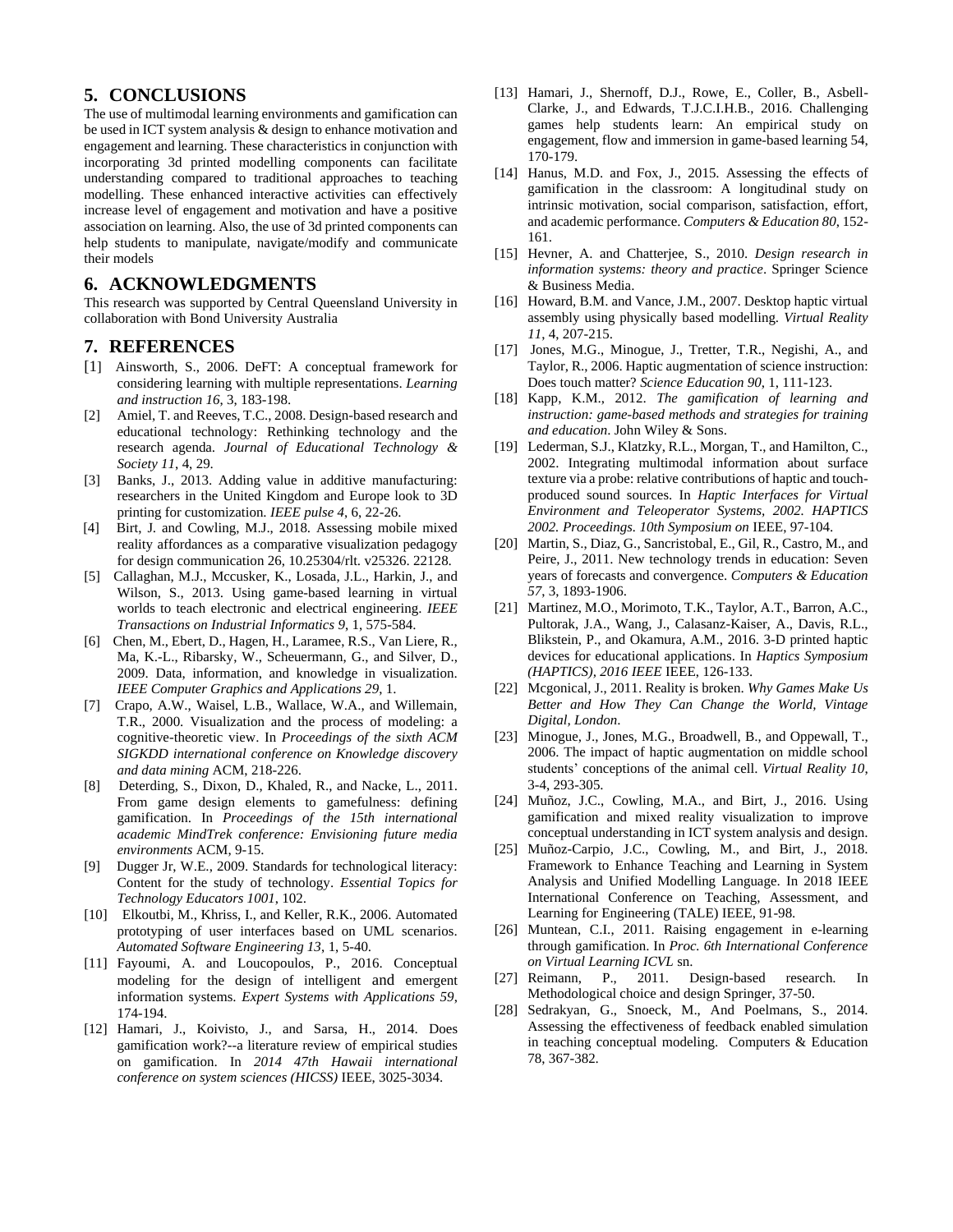## 5. CONCLUSIONS

The use of multimodal learning environments and gamification can be used in ICT system analysis & design to enhance motivation and engagement and learning. These characteristics in conjunction with incorporating 3d printed modelling components can facilitate understanding compared to traditional approaches to teaching modelling. These enhanced interactive activities can effectively increase level of engagement and motivation and have a positive association on learning. Also, the use of 3d printed components can help students to manipulate, navigate/modify and communicate their models

## 6. ACKNOWLEDGMENTS

This research was supported by Central Queensland University in collaboration with Bond University Australia

## 7. REFERENCES

[1] Ainsworth, S., 2006. DeFT: A conceptual framework for considering learning with multiple representations. *Learning and instruction 16*, 3, 183-198.

[2] Amiel, T. and Reeves, T.C., 2008. Design-based research and educational technology: Rethinking technology and the research agenda. *Journal of Educational Technology & Society 11*, 4, 29.

[3] Banks, J., 2013. Adding value in additive manufacturing: researchers in the United Kingdom and Europe look to 3D printing for customization. *IEEE pulse 4*, 6, 22-26.

[4] Birt, J. and Cowling, M.J., 2018. Assessing mobile mixed reality affordances as a comparative visualization pedagogy for design communication 26, 10.25304/rlt. v25326. 22128.

[5] Callaghan, M.J., Mccusker, K., Losada, J.L., Harkin, J., and Wilson, S., 2013. Using game-based learning in virtual worlds to teach electronic and electrical engineering. *IEEE Transactions on Industrial Informatics 9*, 1, 575-584.

[6] Chen, M., Ebert, D., Hagen, H., Laramee, R.S., Van Liere, R., Ma, K.-L., Ribarsky, W., Scheuermann, G., and Silver, D., 2009. Data, information, and knowledge in visualization. *IEEE Computer Graphics and Applications 29*, 1.

[7] Crapo, A.W., Waisel, L.B., Wallace, W.A., and Willemain, T.R., 2000. Visualization and the process of modeling: a cognitive-theoretic view. In *Proceedings of the sixth ACM SIGKDD international conference on Knowledge discovery and data mining* ACM, 218-226.

[8] Deterding, S., Dixon, D., Khaled, R., and Nacke, L., 2011. From game design elements to gamefulness: defining gamification. In *Proceedings of the 15th international academic MindTrek conference: Envisioning future media environments* ACM, 9-15.

[9] Dugger Jr, W.E., 2009. Standards for technological literacy: Content for the study of technology. *Essential Topics for Technology Educators 1001*, 102.

[10] Elkoutbi, M., Khriss, I., and Keller, R.K., 2006. Automated prototyping of user interfaces based on UML scenarios. *Automated Software Engineering 13*, 1, 5-40.

[11] Fayoumi, A. and Loucopoulos, P., 2016. Conceptual modeling for the design of intelligent and emergent information systems. *Expert Systems with Applications 59*, 174-194.

[12] Hamari, J., Koivisto, J., and Sarsa, H., 2014. Does gamification work?--a literature review of empirical studies on gamification. In *2014 47th Hawaii international conference on system sciences (HICSS)* IEEE, 3025-3034.

[13] Hamari, J., Shernoff, D.J., Rowe, E., Coller, B., Asbell-Clarke, J., and Edwards, T.J.C.I.H.B., 2016. Challenging games help students learn: An empirical study on engagement, flow and immersion in game-based learning 54, 170-179.

[14] Hanus, M.D. and Fox, J., 2015. Assessing the effects of gamification in the classroom: A longitudinal study on intrinsic motivation, social comparison, satisfaction, effort, and academic performance. *Computers & Education 80*, 152-161.

[15] Hevner, A. and Chatterjee, S., 2010. *Design research in information systems: theory and practice*. Springer Science & Business Media.

[16] Howard, B.M. and Vance, J.M., 2007. Desktop haptic virtual assembly using physically based modelling. *Virtual Reality 11*, 4, 207-215.

[17] Jones, M.G., Minogue, J., Tretter, T.R., Negishi, A., and Taylor, R., 2006. Haptic augmentation of science instruction: Does touch matter? *Science Education 90*, 1, 111-123.

[18] Kapp, K.M., 2012. *The gamification of learning and instruction: game-based methods and strategies for training and education*. John Wiley & Sons.

[19] Lederman, S.J., Klatzky, R.L., Morgan, T., and Hamilton, C., 2002. Integrating multimodal information about surface texture via a probe: relative contributions of haptic and touch-produced sound sources. In *Haptic Interfaces for Virtual Environment and Teleoperator Systems, 2002. HAPTICS 2002. Proceedings. 10th Symposium on* IEEE, 97-104.

[20] Martin, S., Diaz, G., Sancristobal, E., Gil, R., Castro, M., and Peire, J., 2011. New technology trends in education: Seven years of forecasts and convergence. *Computers & Education 57*, 3, 1893-1906.

[21] Martinez, M.O., Morimoto, T.K., Taylor, A.T., Barron, A.C., Pultorak, J.A., Wang, J., Calasanz-Kaiser, A., Davis, R.L., Blikstein, P., and Okamura, A.M., 2016. 3-D printed haptic devices for educational applications. In *Haptics Symposium (HAPTICS), 2016 IEEE* IEEE, 126-133.

[22] Mcgonical, J., 2011. Reality is broken. *Why Games Make Us Better and How They Can Change the World, Vintage Digital, London*.

[23] Minogue, J., Jones, M.G., Broadwell, B., and Oppewall, T., 2006. The impact of haptic augmentation on middle school students' conceptions of the animal cell. *Virtual Reality 10*, 3-4, 293-305.

[24] Muñoz, J.C., Cowling, M.A., and Birt, J., 2016. Using gamification and mixed reality visualization to improve conceptual understanding in ICT system analysis and design.

[25] Muñoz-Carpio, J.C., Cowling, M., and Birt, J., 2018. Framework to Enhance Teaching and Learning in System Analysis and Unified Modelling Language. In 2018 IEEE International Conference on Teaching, Assessment, and Learning for Engineering (TALE) IEEE, 91-98.

[26] Muntean, C.I., 2011. Raising engagement in e-learning through gamification. In *Proc. 6th International Conference on Virtual Learning ICVL* sn.

[27] Reimann, P., 2011. Design-based research. In Methodological choice and design Springer, 37-50.

[28] Sedrakyan, G., Snoeck, M., And Poelmans, S., 2014. Assessing the effectiveness of feedback enabled simulation in teaching conceptual modeling. Computers & Education 78, 367-382.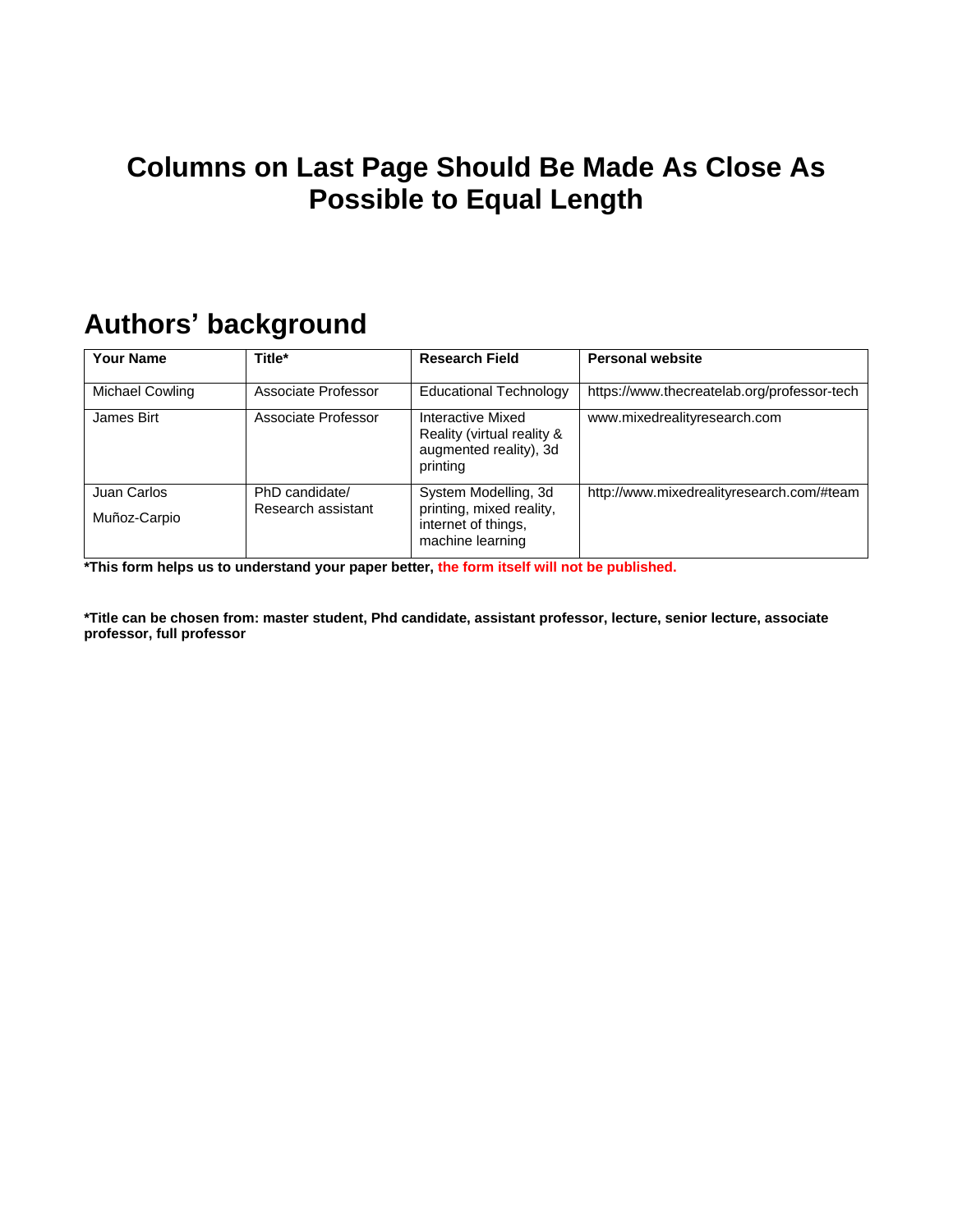# Columns on Last Page Should Be Made As Close As Possible to Equal Length

## Authors' background

| Your Name | Title* | Research Field | Personal website |
|---|---|---|---|
| Michael Cowling | Associate Professor | Educational Technology | https://www.thecreatelab.org/professor-tech |
| James Birt | Associate Professor | Interactive Mixed Reality (virtual reality & augmented reality), 3d printing | www.mixedrealityresearch.com |
| Juan Carlos Muñoz-Carpio | PhD candidate/ Research assistant | System Modelling, 3d printing, mixed reality, internet of things, machine learning | http://www.mixedrealityresearch.com/#team |

**\*This form helps us to understand your paper better, the form itself will not be published.**

**\*Title can be chosen from: master student, Phd candidate, assistant professor, lecture, senior lecture, associate professor, full professor**